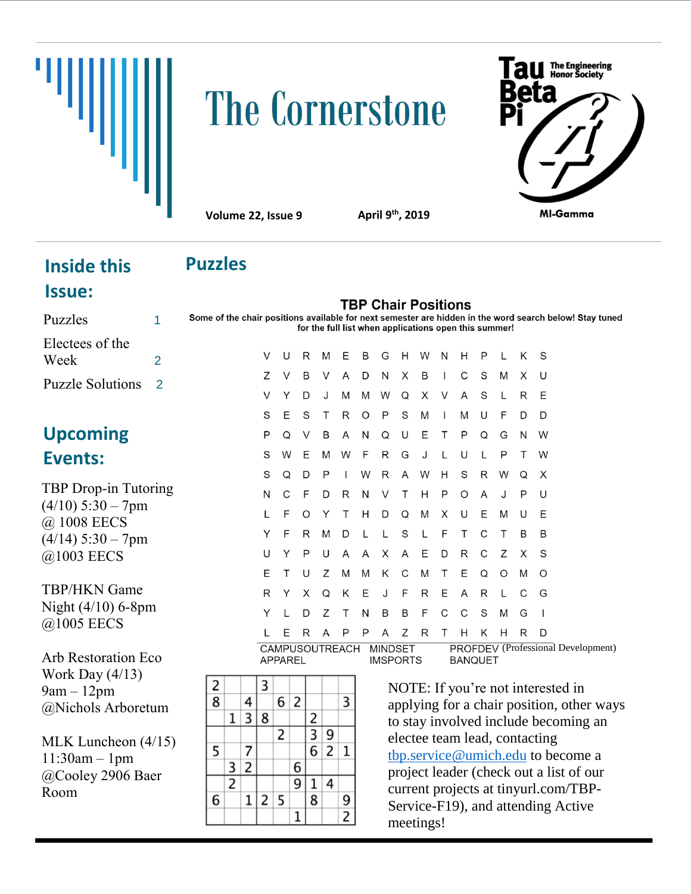# The Cornerstone

**Tau Beta Pi** The Engineering Honor Society

MI-Gamma

**Volume 22, Issue 9** **April 9th, 2019**

## Inside this Issue:

| | |
|---|---|
| Puzzles | 1 |
| Electees of the Week | 2 |
| Puzzle Solutions | 2 |

## Upcoming Events:

TBP Drop-in Tutoring
(4/10) 5:30 – 7pm
@ 1008 EECS
(4/14) 5:30 – 7pm
@1003 EECS

TBP/HKN Game Night (4/10) 6-8pm
@1005 EECS

Arb Restoration Eco Work Day (4/13)
9am – 12pm
@Nichols Arboretum

MLK Luncheon (4/15)
11:30am – 1pm
@Cooley 2906 Baer Room

## Puzzles

### TBP Chair Positions

**Some of the chair positions available for next semester are hidden in the word search below! Stay tuned for the full list when applications open this summer!**

```
V U R M E B G H W N H P L K S
Z V B V A D N X B I C S M X U
V Y D J M M W Q X V A S L R E
S E S T R O P S M I M U F D D
P Q V B A N Q U E T P Q G N W
S W E M W F R G J L U L P T W
S Q D P I W R A W H S R W Q X
N C F D R N V T H P O A J P U
L F O Y T H D Q M X U E M U E
Y F R M D L L S L F T C T B B
U Y P U A A X A E D R C Z X S
E T U Z M M K C M T E Q O M O
R Y X Q K E J F R E A R L C G
Y L D Z T N B B F C C S M G I
L E R A P P A Z R T H K H R D
```

| | | |
|---|---|---|
| CAMPUSOUTREACH | MINDSET | PROFDEV (Professional Development) |
| APPAREL | IMSPORTS | BANQUET |

| | | | | | | | | |
|---|---|---|---|---|---|---|---|---|
| 2 | | | 3 | | | | | |
| 8 | | 4 | | 6 | 2 | | | 3 |
| | 1 | 3 | 8 | | | 2 | | |
| | | | | 2 | | 3 | 9 | |
| 5 | | 7 | | | | 6 | 2 | 1 |
| | 3 | 2 | | | 6 | | | |
| | 2 | | | | 9 | 1 | 4 | |
| 6 | | 1 | 2 | 5 | | 8 | | 9 |
| | | | | | 1 | | | 2 |

NOTE: If you're not interested in applying for a chair position, other ways to stay involved include becoming an electee team lead, contacting tbp.service@umich.edu to become a project leader (check out a list of our current projects at tinyurl.com/TBP-Service-F19), and attending Active meetings!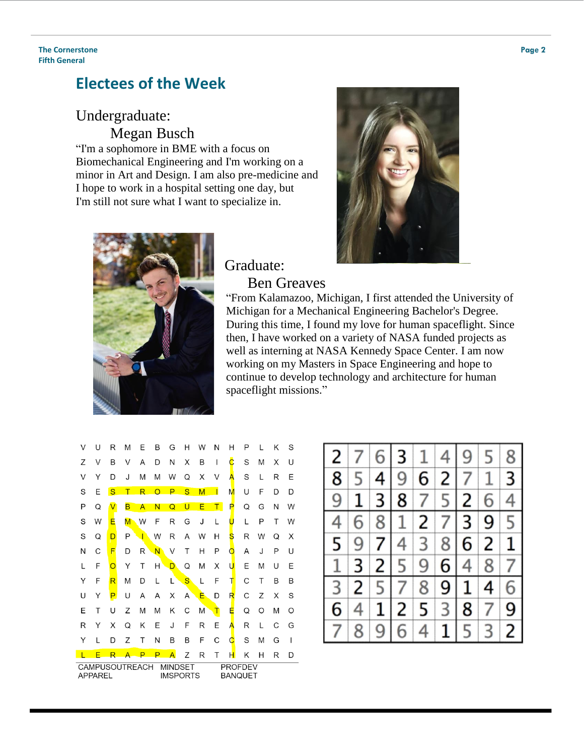## Electees of the Week

### Undergraduate:

**Megan Busch**

"I'm a sophomore in BME with a focus on Biomechanical Engineering and I'm working on a minor in Art and Design. I am also pre-medicine and I hope to work in a hospital setting one day, but I'm still not sure what I want to specialize in.

### Graduate:

**Ben Greaves**

"From Kalamazoo, Michigan, I first attended the University of Michigan for a Mechanical Engineering Bachelor's Degree. During this time, I found my love for human spaceflight. Since then, I have worked on a variety of NASA funded projects as well as interning at NASA Kennedy Space Center. I am now working on my Masters in Space Engineering and hope to continue to develop technology and architecture for human spaceflight missions."

| | | | | | | | | | | | | | | |
|---|---|---|---|---|---|---|---|---|---|---|---|---|---|---|
| V | U | R | M | E | B | G | H | W | N | H | P | L | K | S |
| Z | V | B | V | A | D | N | X | B | I | C | S | M | X | U |
| V | Y | D | J | M | M | W | Q | X | V | A | S | L | R | E |
| S | E | S | T | R | O | P | S | M | I | M | U | F | D | D |
| P | Q | V | B | A | N | Q | U | E | T | P | Q | G | N | W |
| S | W | E | M | W | F | R | G | J | L | U | L | P | T | W |
| S | Q | D | P | I | W | R | A | W | H | S | R | W | Q | X |
| N | C | F | D | R | N | V | T | H | P | O | A | J | P | U |
| L | F | O | Y | T | H | D | Q | M | X | U | E | M | U | E |
| Y | F | R | M | D | L | L | S | L | F | T | C | T | B | B |
| U | Y | P | U | A | A | X | A | E | D | R | C | Z | X | S |
| E | T | U | Z | M | M | K | C | M | T | E | Q | O | M | O |
| R | Y | X | Q | K | E | J | F | R | E | A | R | L | C | G |
| Y | L | D | Z | T | N | B | B | F | C | C | S | M | G | I |
| L | E | R | A | P | P | A | Z | R | T | H | K | H | R | D |

CAMPUSOUTREACH APPAREL MINDSET IMSPORTS PROFDEV BANQUET

| | | | | | | | | |
|---|---|---|---|---|---|---|---|---|
| 2 | 7 | 6 | 3 | 1 | 4 | 9 | 5 | 8 |
| 8 | 5 | 4 | 9 | 6 | 2 | 7 | 1 | 3 |
| 9 | 1 | 3 | 8 | 7 | 5 | 2 | 6 | 4 |
| 4 | 6 | 8 | 1 | 2 | 7 | 3 | 9 | 5 |
| 5 | 9 | 7 | 4 | 3 | 8 | 6 | 2 | 1 |
| 1 | 3 | 2 | 5 | 9 | 6 | 4 | 8 | 7 |
| 3 | 2 | 5 | 7 | 8 | 9 | 1 | 4 | 6 |
| 6 | 4 | 1 | 2 | 5 | 3 | 8 | 7 | 9 |
| 7 | 8 | 9 | 6 | 4 | 1 | 5 | 3 | 2 |